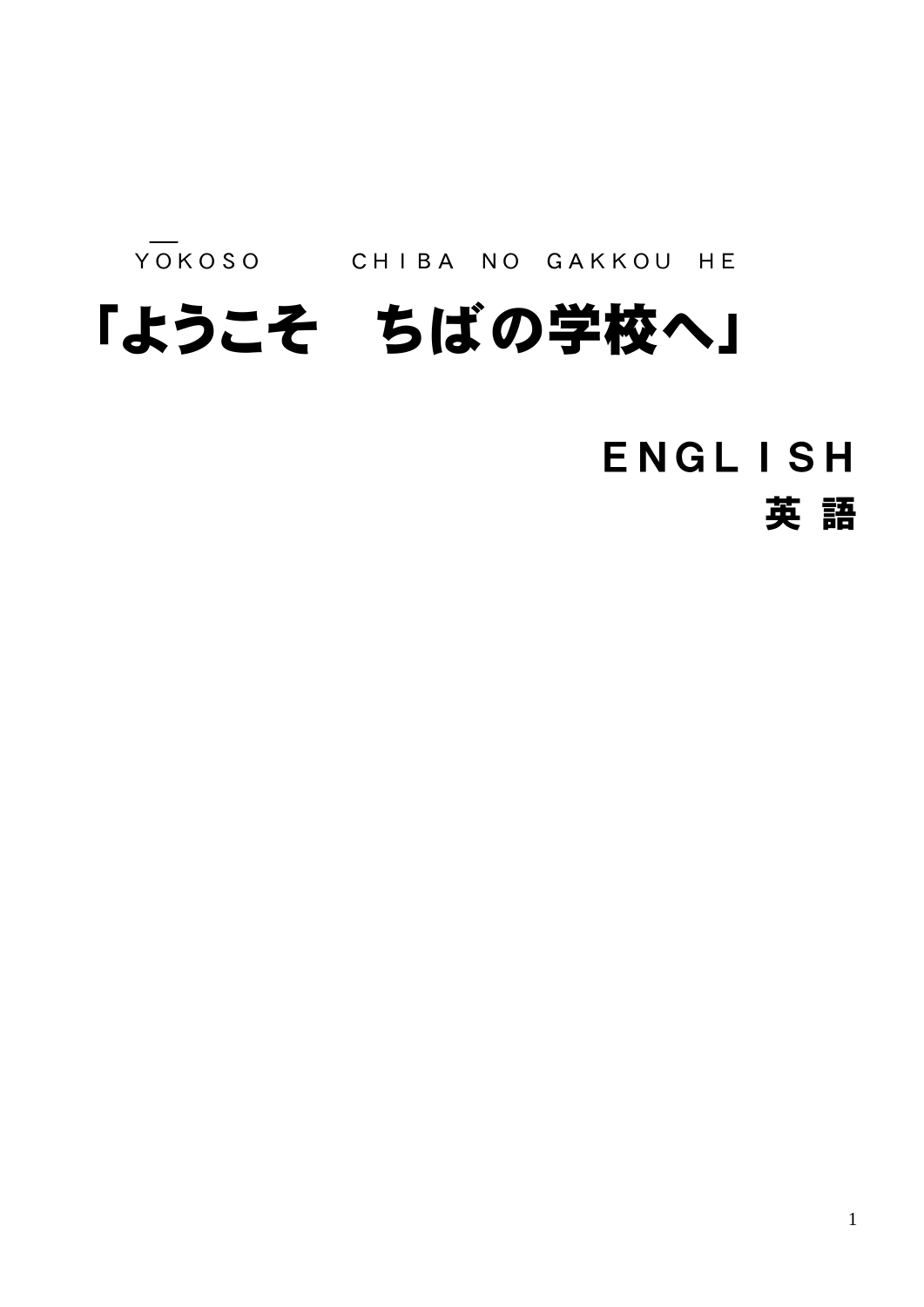YOKOSO　　CHIBA NO GAKKOU HE

# 「ようこそ　ちばの学校へ」

## ENGLISH
## 英 語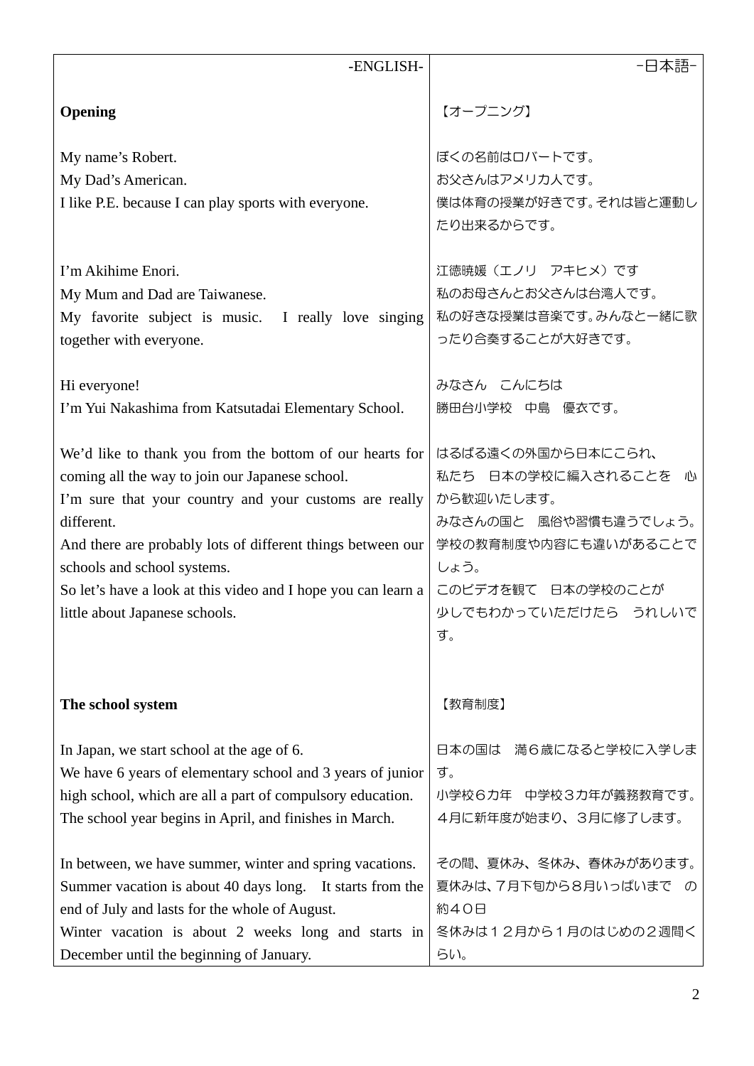| -ENGLISH- | −日本語− |
|---|---|
| **Opening** | 【オープニング】 |
| My name's Robert.<br>My Dad's American.<br>I like P.E. because I can play sports with everyone. | ぼくの名前はロバートです。<br>お父さんはアメリカ人です。<br>僕は体育の授業が好きです。それは皆と運動したり出来るからです。 |
| I'm Akihime Enori.<br>My Mum and Dad are Taiwanese.<br>My favorite subject is music.  I really love singing together with everyone. | 江徳暁媛（エノリ　アキヒメ）です<br>私のお母さんとお父さんは台湾人です。<br>私の好きな授業は音楽です。みんなと一緒に歌ったり合奏することが大好きです。 |
| Hi everyone!<br>I'm Yui Nakashima from Katsutadai Elementary School. | みなさん　こんにちは<br>勝田台小学校　中島　優衣です。 |
| We'd like to thank you from the bottom of our hearts for coming all the way to join our Japanese school.<br>I'm sure that your country and your customs are really different.<br>And there are probably lots of different things between our schools and school systems.<br>So let's have a look at this video and I hope you can learn a little about Japanese schools. | はるばる遠くの外国から日本にこられ、<br>私たち　日本の学校に編入されることを　心から歓迎いたします。<br>みなさんの国と　風俗や習慣も違うでしょう。<br>学校の教育制度や内容にも違いがあることでしょう。<br>このビデオを観て　日本の学校のことが<br>少しでもわかっていただけたら　うれしいです。 |
| **The school system** | 【教育制度】 |
| In Japan, we start school at the age of 6.<br>We have 6 years of elementary school and 3 years of junior high school, which are all a part of compulsory education.<br>The school year begins in April, and finishes in March. | 日本の国は　満６歳になると学校に入学します。<br>小学校６カ年　中学校３カ年が義務教育です。<br>４月に新年度が始まり、３月に修了します。 |
| In between, we have summer, winter and spring vacations.<br>Summer vacation is about 40 days long.  It starts from the end of July and lasts for the whole of August.<br>Winter vacation is about 2 weeks long and starts in December until the beginning of January. | その間、夏休み、冬休み、春休みがあります。<br>夏休みは、７月下旬から８月いっぱいまで　の約４０日<br>冬休みは１２月から１月のはじめの２週間くらい。 |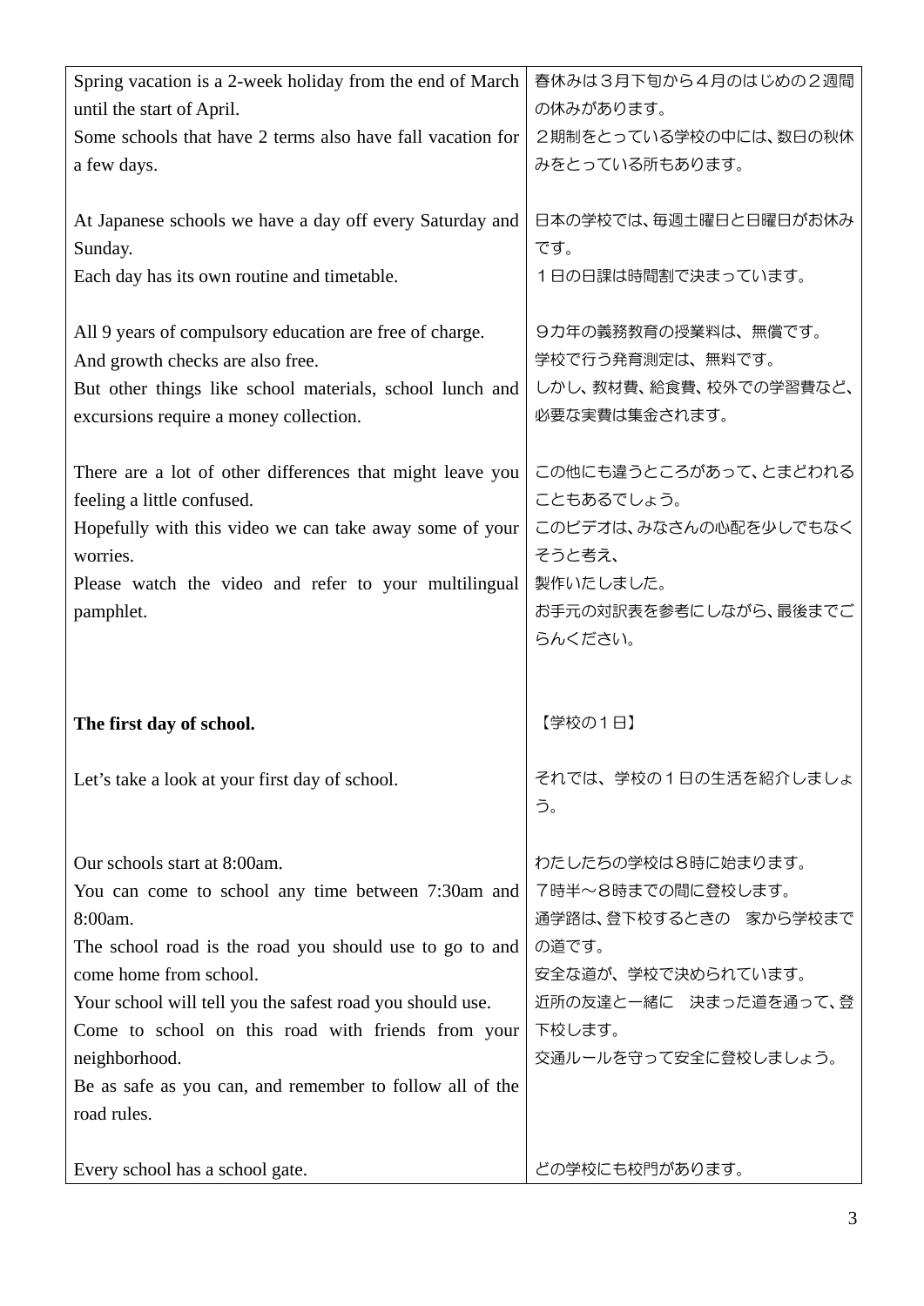| | |
|---|---|
| Spring vacation is a 2-week holiday from the end of March until the start of April.<br>Some schools that have 2 terms also have fall vacation for a few days. | 春休みは３月下旬から４月のはじめの２週間の休みがあります。<br>２期制をとっている学校の中には、数日の秋休みをとっている所もあります。 |
| At Japanese schools we have a day off every Saturday and Sunday.<br>Each day has its own routine and timetable. | 日本の学校では、毎週土曜日と日曜日がお休みです。<br>１日の日課は時間割で決まっています。 |
| All 9 years of compulsory education are free of charge.<br>And growth checks are also free.<br>But other things like school materials, school lunch and excursions require a money collection. | ９カ年の義務教育の授業料は、無償です。<br>学校で行う発育測定は、無料です。<br>しかし、教材費、給食費、校外での学習費など、必要な実費は集金されます。 |
| There are a lot of other differences that might leave you feeling a little confused.<br>Hopefully with this video we can take away some of your worries.<br>Please watch the video and refer to your multilingual pamphlet. | この他にも違うところがあって、とまどわれることもあるでしょう。<br>このビデオは、みなさんの心配を少しでもなくそうと考え、<br>製作いたしました。<br>お手元の対訳表を参考にしながら、最後までごらんください。 |
| **The first day of school.** | 【学校の１日】 |
| Let's take a look at your first day of school. | それでは、学校の１日の生活を紹介しましょう。 |
| Our schools start at 8:00am.<br>You can come to school any time between 7:30am and 8:00am.<br>The school road is the road you should use to go to and come home from school.<br>Your school will tell you the safest road you should use.<br>Come to school on this road with friends from your neighborhood.<br>Be as safe as you can, and remember to follow all of the road rules. | わたしたちの学校は８時に始まります。<br>７時半～８時までの間に登校します。<br>通学路は、登下校するときの　家から学校までの道です。<br>安全な道が、学校で決められています。<br>近所の友達と一緒に　決まった道を通って、登下校します。<br>交通ルールを守って安全に登校しましょう。 |
| Every school has a school gate. | どの学校にも校門があります。 |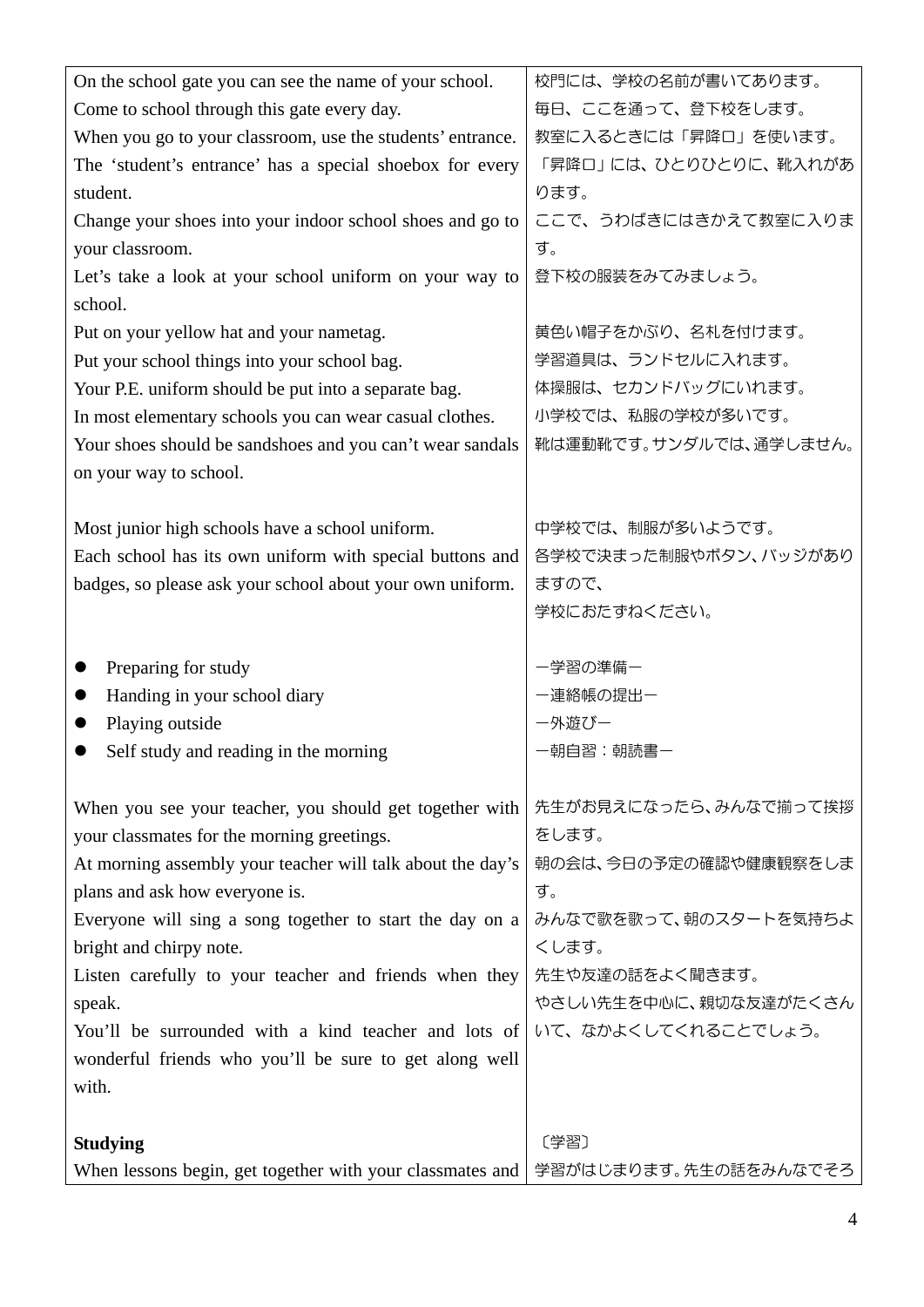| | |
|---|---|
| On the school gate you can see the name of your school.<br>Come to school through this gate every day.<br>When you go to your classroom, use the students' entrance.<br>The 'student's entrance' has a special shoebox for every student.<br>Change your shoes into your indoor school shoes and go to your classroom.<br>Let's take a look at your school uniform on your way to school.<br>Put on your yellow hat and your nametag.<br>Put your school things into your school bag.<br>Your P.E. uniform should be put into a separate bag.<br>In most elementary schools you can wear casual clothes.<br>Your shoes should be sandshoes and you can't wear sandals on your way to school. | 校門には、学校の名前が書いてあります。<br>毎日、ここを通って、登下校をします。<br>教室に入るときには「昇降口」を使います。<br>「昇降口」には、ひとりひとりに、靴入れがあります。<br>ここで、うわばきにはきかえて教室に入ります。<br>登下校の服装をみてみましょう。<br><br>黄色い帽子をかぶり、名札を付けます。<br>学習道具は、ランドセルに入れます。<br>体操服は、セカンドバッグにいれます。<br>小学校では、私服の学校が多いです。<br>靴は運動靴です。サンダルでは、通学しません。 |
| Most junior high schools have a school uniform.<br>Each school has its own uniform with special buttons and badges, so please ask your school about your own uniform. | 中学校では、制服が多いようです。<br>各学校で決まった制服やボタン、バッジがありますので、<br>学校におたずねください。 |
| • Preparing for study<br>• Handing in your school diary<br>• Playing outside<br>• Self study and reading in the morning | ー学習の準備ー<br>ー連絡帳の提出ー<br>ー外遊びー<br>ー朝自習：朝読書ー |
| When you see your teacher, you should get together with your classmates for the morning greetings.<br>At morning assembly your teacher will talk about the day's plans and ask how everyone is.<br>Everyone will sing a song together to start the day on a bright and chirpy note.<br>Listen carefully to your teacher and friends when they speak.<br>You'll be surrounded with a kind teacher and lots of wonderful friends who you'll be sure to get along well with. | 先生がお見えになったら、みんなで揃って挨拶をします。<br>朝の会は、今日の予定の確認や健康観察をします。<br>みんなで歌を歌って、朝のスタートを気持ちよくします。<br>先生や友達の話をよく聞きます。<br>やさしい先生を中心に、親切な友達がたくさんいて、なかよくしてくれることでしょう。 |
| **Studying**<br>When lessons begin, get together with your classmates and | 〔学習〕<br>学習がはじまります。先生の話をみんなでそろ |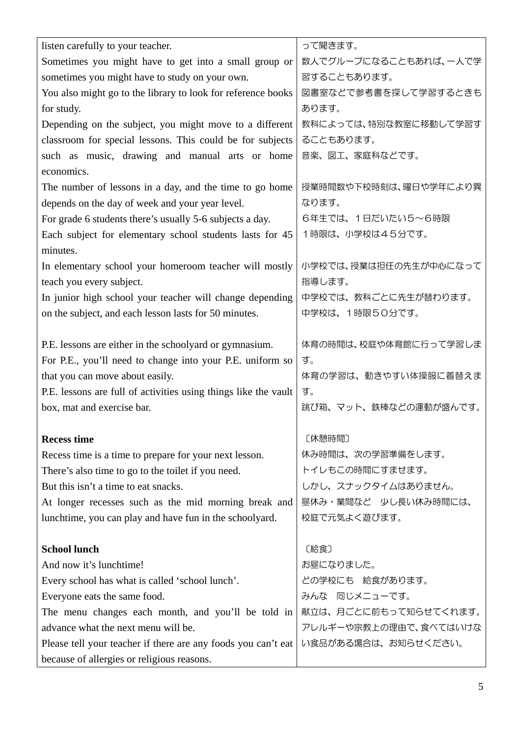| | |
|---|---|
| listen carefully to your teacher.<br>Sometimes you might have to get into a small group or sometimes you might have to study on your own.<br>You also might go to the library to look for reference books for study.<br>Depending on the subject, you might move to a different classroom for special lessons. This could be for subjects such as music, drawing and manual arts or home economics.<br>The number of lessons in a day, and the time to go home depends on the day of week and your year level.<br>For grade 6 students there's usually 5-6 subjects a day.<br>Each subject for elementary school students lasts for 45 minutes.<br>In elementary school your homeroom teacher will mostly teach you every subject.<br>In junior high school your teacher will change depending on the subject, and each lesson lasts for 50 minutes.<br><br>P.E. lessons are either in the schoolyard or gymnasium.<br>For P.E., you'll need to change into your P.E. uniform so that you can move about easily.<br>P.E. lessons are full of activities using things like the vault box, mat and exercise bar.<br><br>**Recess time**<br>Recess time is a time to prepare for your next lesson.<br>There's also time to go to the toilet if you need.<br>But this isn't a time to eat snacks.<br>At longer recesses such as the mid morning break and lunchtime, you can play and have fun in the schoolyard.<br><br>**School lunch**<br>And now it's lunchtime!<br>Every school has what is called 'school lunch'.<br>Everyone eats the same food.<br>The menu changes each month, and you'll be told in advance what the next menu will be.<br>Please tell your teacher if there are any foods you can't eat because of allergies or religious reasons. | って聞きます。<br>数人でグループになることもあれば、一人で学習することもあります。<br>図書室などで参考書を探して学習するときもあります。<br>教科によっては、特別な教室に移動して学習することもあります。<br>音楽、図工、家庭科などです。<br><br>授業時間数や下校時刻は、曜日や学年により異なります。<br>６年生では、１日だいたい5～６時限<br>１時限は、小学校は４５分です。<br><br>小学校では、授業は担任の先生が中心になって指導します。<br>中学校では、教科ごとに先生が替わります。<br>中学校は、１時限５０分です。<br><br>体育の時間は、校庭や体育館に行って学習します。<br>体育の学習は、動きやすい体操服に着替えます。<br>跳び箱、マット、鉄棒などの運動が盛んです。<br><br>〔休憩時間〕<br>休み時間は、次の学習準備をします。<br>トイレもこの時間にすませます。<br>しかし、スナックタイムはありません。<br>昼休み・業間など　少し長い休み時間には、校庭で元気よく遊びます。<br><br>〔給食〕<br>お昼になりました。<br>どの学校にも　給食があります。<br>みんな　同じメニューです。<br>献立は、月ごとに前もって知らせてくれます。<br>アレルギーや宗教上の理由で、食べてはいけない食品がある場合は、お知らせください。 |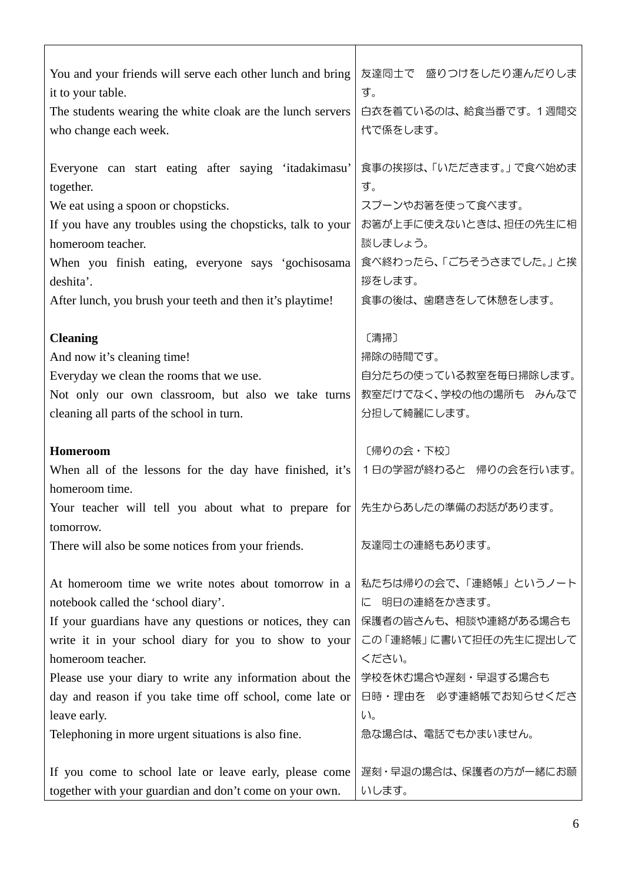| | |
|---|---|
| You and your friends will serve each other lunch and bring it to your table.<br>The students wearing the white cloak are the lunch servers who change each week. | 友達同士で　盛りつけをしたり運んだりします。<br>白衣を着ているのは、給食当番です。１週間交代で係をします。 |
| Everyone can start eating after saying ‘itadakimasu’ together.<br>We eat using a spoon or chopsticks.<br>If you have any troubles using the chopsticks, talk to your homeroom teacher.<br>When you finish eating, everyone says ‘gochisosama deshita’.<br>After lunch, you brush your teeth and then it’s playtime! | 食事の挨拶は、「いただきます。」で食べ始めます。<br>スプーンやお箸を使って食べます。<br>お箸が上手に使えないときは、担任の先生に相談しましょう。<br>食べ終わったら、「ごちそうさまでした。」と挨拶をします。<br>食事の後は、歯磨きをして休憩をします。 |
| **Cleaning**<br>And now it’s cleaning time!<br>Everyday we clean the rooms that we use.<br>Not only our own classroom, but also we take turns cleaning all parts of the school in turn. | 〔清掃〕<br>掃除の時間です。<br>自分たちの使っている教室を毎日掃除します。<br>教室だけでなく、学校の他の場所も　みんなで分担して綺麗にします。 |
| **Homeroom**<br>When all of the lessons for the day have finished, it’s homeroom time.<br>Your teacher will tell you about what to prepare for tomorrow.<br>There will also be some notices from your friends. | 〔帰りの会・下校〕<br>１日の学習が終わると　帰りの会を行います。<br>先生からあしたの準備のお話があります。<br>友達同士の連絡もあります。 |
| At homeroom time we write notes about tomorrow in a notebook called the ‘school diary’.<br>If your guardians have any questions or notices, they can write it in your school diary for you to show to your homeroom teacher.<br>Please use your diary to write any information about the day and reason if you take time off school, come late or leave early.<br>Telephoning in more urgent situations is also fine. | 私たちは帰りの会で、「連絡帳」というノートに　明日の連絡をかきます。<br>保護者の皆さんも、相談や連絡がある場合もこの「連絡帳」に書いて担任の先生に提出してください。<br>学校を休む場合や遅刻・早退する場合も<br>日時・理由を　必ず連絡帳でお知らせください。<br>急な場合は、電話でもかまいません。 |
| If you come to school late or leave early, please come together with your guardian and don’t come on your own. | 遅刻・早退の場合は、保護者の方が一緒にお願いします。 |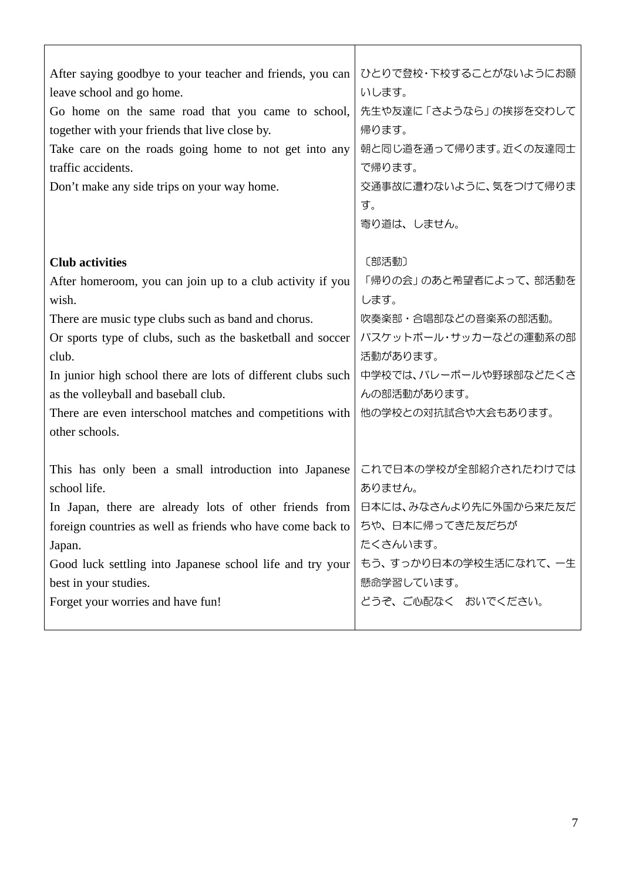| | |
|---|---|
| After saying goodbye to your teacher and friends, you can leave school and go home.<br>Go home on the same road that you came to school, together with your friends that live close by.<br>Take care on the roads going home to not get into any traffic accidents.<br>Don't make any side trips on your way home. | ひとりで登校・下校することがないようにお願いします。<br>先生や友達に「さようなら」の挨拶を交わして帰ります。<br>朝と同じ道を通って帰ります。近くの友達同士で帰ります。<br>交通事故に遭わないように、気をつけて帰ります。<br>寄り道は、しません。 |
| **Club activities**<br>After homeroom, you can join up to a club activity if you wish.<br>There are music type clubs such as band and chorus.<br>Or sports type of clubs, such as the basketball and soccer club.<br>In junior high school there are lots of different clubs such as the volleyball and baseball club.<br>There are even interschool matches and competitions with other schools. | 〔部活動〕<br>「帰りの会」のあと希望者によって、部活動をします。<br>吹奏楽部・合唱部などの音楽系の部活動。<br>バスケットボール・サッカーなどの運動系の部活動があります。<br>中学校では、バレーボールや野球部などたくさんの部活動があります。<br>他の学校との対抗試合や大会もあります。 |
| This has only been a small introduction into Japanese school life.<br>In Japan, there are already lots of other friends from foreign countries as well as friends who have come back to Japan.<br>Good luck settling into Japanese school life and try your best in your studies.<br>Forget your worries and have fun! | これで日本の学校が全部紹介されたわけではありません。<br>日本には、みなさんより先に外国から来た友だちや、日本に帰ってきた友だちが<br>たくさんいます。<br>もう、すっかり日本の学校生活になれて、一生懸命学習しています。<br>どうぞ、ご心配なく　おいでください。 |